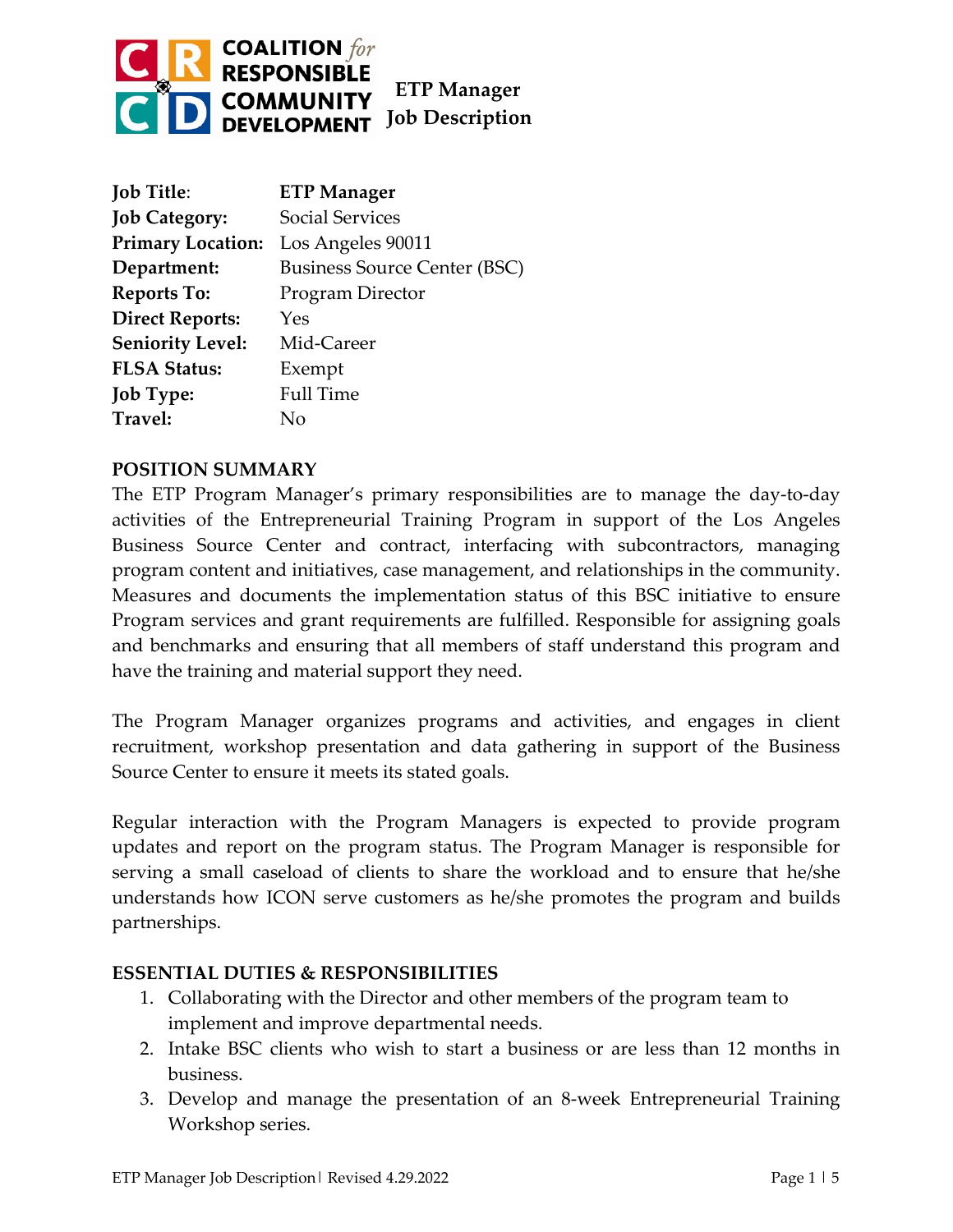# ETP Manager Job Description

| | |
|---|---|
| **Job Title**: | **ETP Manager** |
| **Job Category:** | Social Services |
| **Primary Location:** | Los Angeles 90011 |
| **Department:** | Business Source Center (BSC) |
| **Reports To:** | Program Director |
| **Direct Reports:** | Yes |
| **Seniority Level:** | Mid-Career |
| **FLSA Status:** | Exempt |
| **Job Type:** | Full Time |
| **Travel:** | No |

## POSITION SUMMARY

The ETP Program Manager's primary responsibilities are to manage the day-to-day activities of the Entrepreneurial Training Program in support of the Los Angeles Business Source Center and contract, interfacing with subcontractors, managing program content and initiatives, case management, and relationships in the community. Measures and documents the implementation status of this BSC initiative to ensure Program services and grant requirements are fulfilled. Responsible for assigning goals and benchmarks and ensuring that all members of staff understand this program and have the training and material support they need.

The Program Manager organizes programs and activities, and engages in client recruitment, workshop presentation and data gathering in support of the Business Source Center to ensure it meets its stated goals.

Regular interaction with the Program Managers is expected to provide program updates and report on the program status. The Program Manager is responsible for serving a small caseload of clients to share the workload and to ensure that he/she understands how ICON serve customers as he/she promotes the program and builds partnerships.

## ESSENTIAL DUTIES & RESPONSIBILITIES

1. Collaborating with the Director and other members of the program team to implement and improve departmental needs.
2. Intake BSC clients who wish to start a business or are less than 12 months in business.
3. Develop and manage the presentation of an 8-week Entrepreneurial Training Workshop series.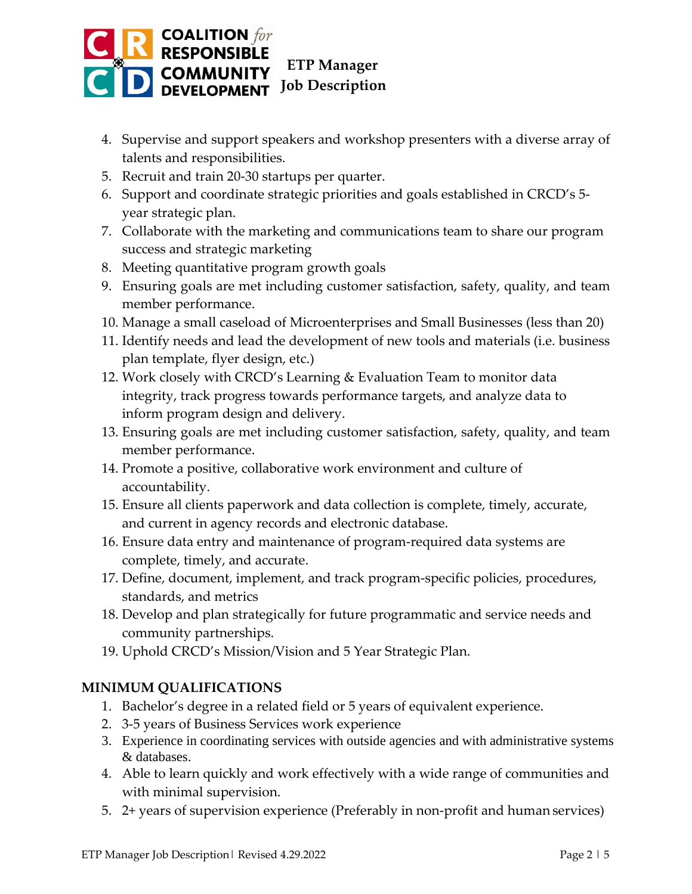4. Supervise and support speakers and workshop presenters with a diverse array of talents and responsibilities.
5. Recruit and train 20-30 startups per quarter.
6. Support and coordinate strategic priorities and goals established in CRCD's 5-year strategic plan.
7. Collaborate with the marketing and communications team to share our program success and strategic marketing
8. Meeting quantitative program growth goals
9. Ensuring goals are met including customer satisfaction, safety, quality, and team member performance.
10. Manage a small caseload of Microenterprises and Small Businesses (less than 20)
11. Identify needs and lead the development of new tools and materials (i.e. business plan template, flyer design, etc.)
12. Work closely with CRCD's Learning & Evaluation Team to monitor data integrity, track progress towards performance targets, and analyze data to inform program design and delivery.
13. Ensuring goals are met including customer satisfaction, safety, quality, and team member performance.
14. Promote a positive, collaborative work environment and culture of accountability.
15. Ensure all clients paperwork and data collection is complete, timely, accurate, and current in agency records and electronic database.
16. Ensure data entry and maintenance of program-required data systems are complete, timely, and accurate.
17. Define, document, implement, and track program-specific policies, procedures, standards, and metrics
18. Develop and plan strategically for future programmatic and service needs and community partnerships.
19. Uphold CRCD's Mission/Vision and 5 Year Strategic Plan.

## MINIMUM QUALIFICATIONS

1. Bachelor's degree in a related field or 5 years of equivalent experience.
2. 3-5 years of Business Services work experience
3. Experience in coordinating services with outside agencies and with administrative systems & databases.
4. Able to learn quickly and work effectively with a wide range of communities and with minimal supervision.
5. 2+ years of supervision experience (Preferably in non-profit and human services)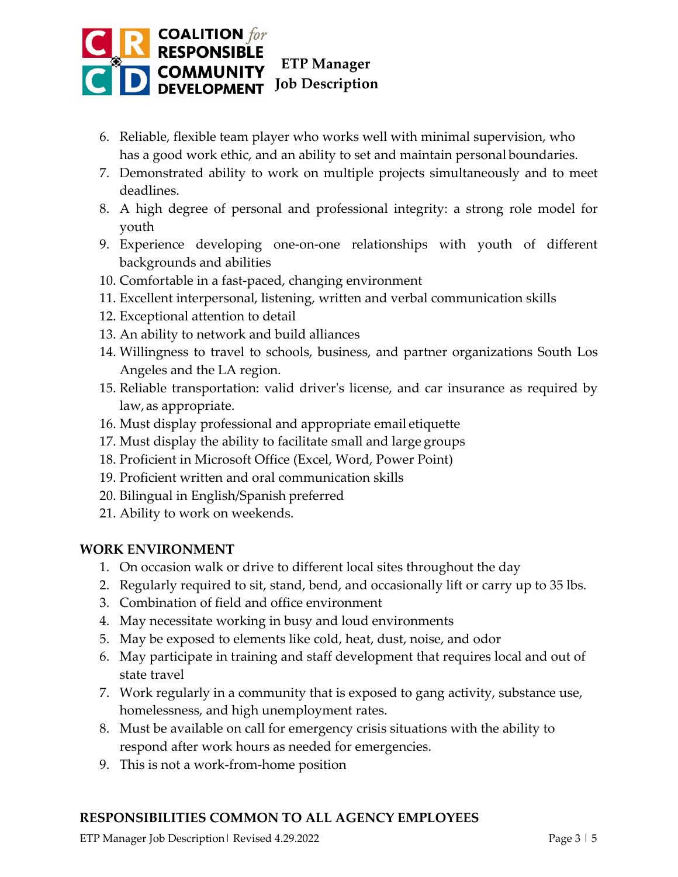6. Reliable, flexible team player who works well with minimal supervision, who has a good work ethic, and an ability to set and maintain personal boundaries.
7. Demonstrated ability to work on multiple projects simultaneously and to meet deadlines.
8. A high degree of personal and professional integrity: a strong role model for youth
9. Experience developing one-on-one relationships with youth of different backgrounds and abilities
10. Comfortable in a fast-paced, changing environment
11. Excellent interpersonal, listening, written and verbal communication skills
12. Exceptional attention to detail
13. An ability to network and build alliances
14. Willingness to travel to schools, business, and partner organizations South Los Angeles and the LA region.
15. Reliable transportation: valid driver's license, and car insurance as required by law, as appropriate.
16. Must display professional and appropriate email etiquette
17. Must display the ability to facilitate small and large groups
18. Proficient in Microsoft Office (Excel, Word, Power Point)
19. Proficient written and oral communication skills
20. Bilingual in English/Spanish preferred
21. Ability to work on weekends.

## WORK ENVIRONMENT

1. On occasion walk or drive to different local sites throughout the day
2. Regularly required to sit, stand, bend, and occasionally lift or carry up to 35 lbs.
3. Combination of field and office environment
4. May necessitate working in busy and loud environments
5. May be exposed to elements like cold, heat, dust, noise, and odor
6. May participate in training and staff development that requires local and out of state travel
7. Work regularly in a community that is exposed to gang activity, substance use, homelessness, and high unemployment rates.
8. Must be available on call for emergency crisis situations with the ability to respond after work hours as needed for emergencies.
9. This is not a work-from-home position

## RESPONSIBILITIES COMMON TO ALL AGENCY EMPLOYEES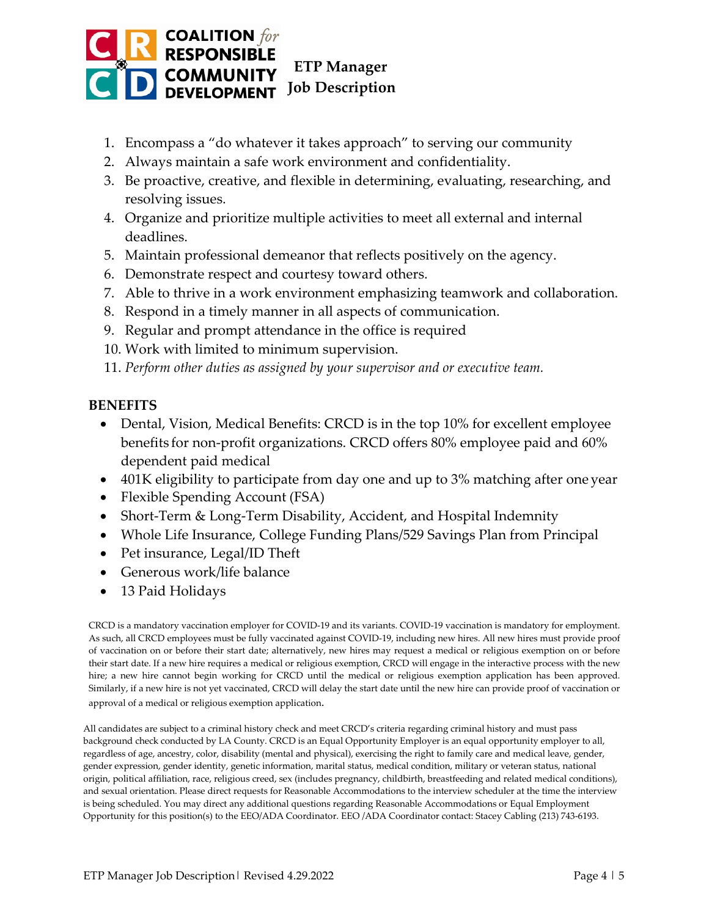1. Encompass a "do whatever it takes approach" to serving our community
2. Always maintain a safe work environment and confidentiality.
3. Be proactive, creative, and flexible in determining, evaluating, researching, and resolving issues.
4. Organize and prioritize multiple activities to meet all external and internal deadlines.
5. Maintain professional demeanor that reflects positively on the agency.
6. Demonstrate respect and courtesy toward others.
7. Able to thrive in a work environment emphasizing teamwork and collaboration.
8. Respond in a timely manner in all aspects of communication.
9. Regular and prompt attendance in the office is required
10. Work with limited to minimum supervision.
11. *Perform other duties as assigned by your supervisor and or executive team.*

## BENEFITS

- Dental, Vision, Medical Benefits: CRCD is in the top 10% for excellent employee benefits for non-profit organizations. CRCD offers 80% employee paid and 60% dependent paid medical
- 401K eligibility to participate from day one and up to 3% matching after one year
- Flexible Spending Account (FSA)
- Short-Term & Long-Term Disability, Accident, and Hospital Indemnity
- Whole Life Insurance, College Funding Plans/529 Savings Plan from Principal
- Pet insurance, Legal/ID Theft
- Generous work/life balance
- 13 Paid Holidays

CRCD is a mandatory vaccination employer for COVID-19 and its variants. COVID-19 vaccination is mandatory for employment. As such, all CRCD employees must be fully vaccinated against COVID-19, including new hires. All new hires must provide proof of vaccination on or before their start date; alternatively, new hires may request a medical or religious exemption on or before their start date. If a new hire requires a medical or religious exemption, CRCD will engage in the interactive process with the new hire; a new hire cannot begin working for CRCD until the medical or religious exemption application has been approved. Similarly, if a new hire is not yet vaccinated, CRCD will delay the start date until the new hire can provide proof of vaccination or approval of a medical or religious exemption application.

All candidates are subject to a criminal history check and meet CRCD's criteria regarding criminal history and must pass background check conducted by LA County. CRCD is an Equal Opportunity Employer is an equal opportunity employer to all, regardless of age, ancestry, color, disability (mental and physical), exercising the right to family care and medical leave, gender, gender expression, gender identity, genetic information, marital status, medical condition, military or veteran status, national origin, political affiliation, race, religious creed, sex (includes pregnancy, childbirth, breastfeeding and related medical conditions), and sexual orientation. Please direct requests for Reasonable Accommodations to the interview scheduler at the time the interview is being scheduled. You may direct any additional questions regarding Reasonable Accommodations or Equal Employment Opportunity for this position(s) to the EEO/ADA Coordinator. EEO /ADA Coordinator contact: Stacey Cabling (213) 743-6193.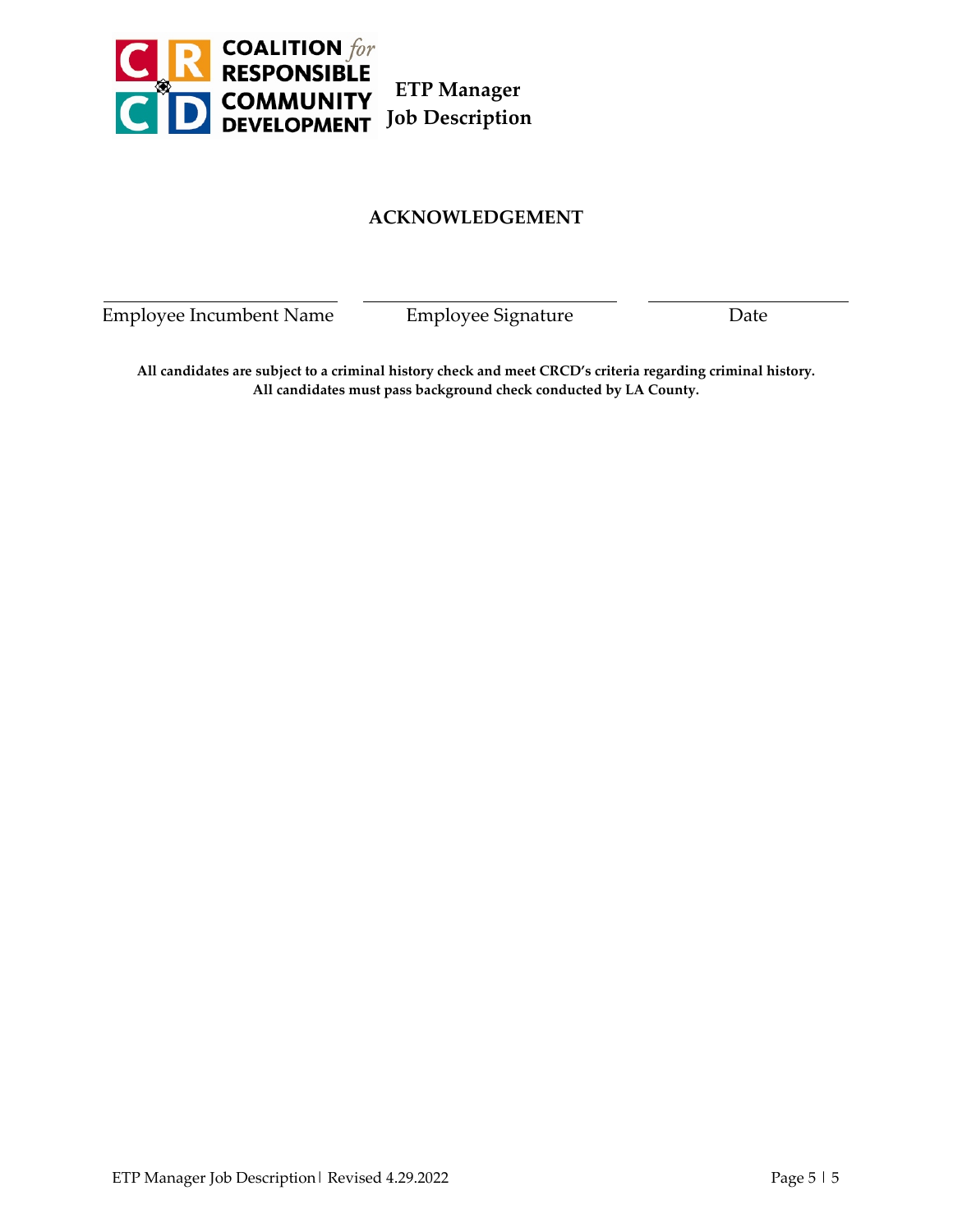**ETP Manager**
**Job Description**

## ACKNOWLEDGEMENT

| | | |
|---|---|---|
| Employee Incumbent Name | Employee Signature | Date |

**All candidates are subject to a criminal history check and meet CRCD's criteria regarding criminal history. All candidates must pass background check conducted by LA County.**